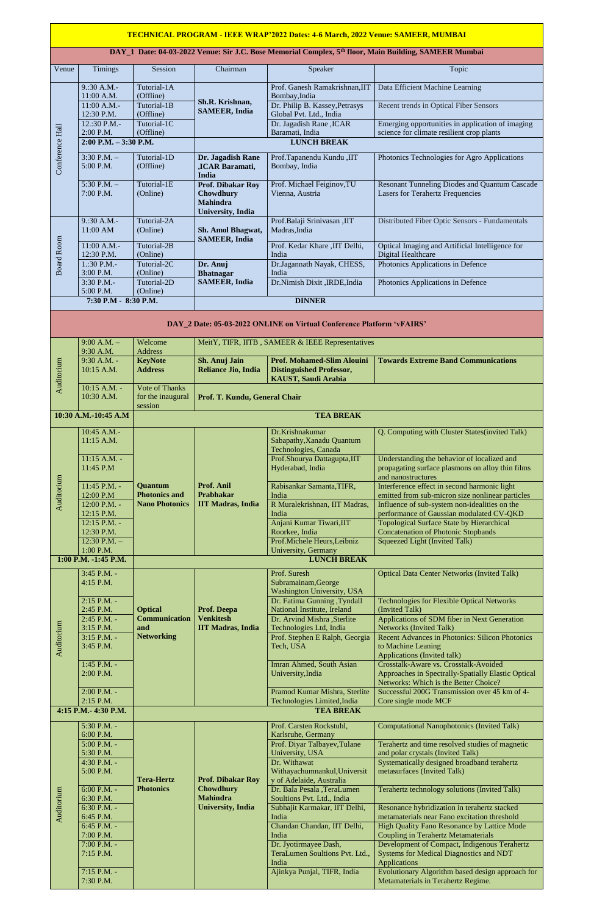## TECHNICAL PROGRAM - IEEE WRAP'2022 Dates: 4-6 March, 2022 Venue: SAMEER, MUMBAI

### DAY_1 Date: 04-03-2022 Venue: Sir J.C. Bose Memorial Complex, 5th floor, Main Building, SAMEER Mumbai

| Venue | Timings | Session | Chairman | Speaker | Topic |
|---|---|---|---|---|---|
| Conference Hall | 9.:30 A.M.- 11:00 A.M. | Tutorial-1A (Offline) | **Sh.R. Krishnan, SAMEER, India** | Prof. Ganesh Ramakrishnan,IIT Bombay,India | Data Efficient Machine Learning |
| | 11:00 A.M.- 12:30 P.M. | Tutorial-1B (Offline) | | Dr. Philip B. Kassey,Petrasys Global Pvt. Ltd., India | Recent trends in Optical Fiber Sensors |
| | 12.:30 P.M.- 2:00 P.M. | Tutorial-1C (Offline) | | Dr. Jagadish Rane ,ICAR Baramati, India | Emerging opportunities in application of imaging science for climate resilient crop plants |
| | **2:00 P.M. – 3:30 P.M.** | | **LUNCH BREAK** | | |
| | 3:30 P.M. – 5:00 P.M. | Tutorial-1D (Offline) | **Dr. Jagadish Rane ,ICAR Baramati, India** | Prof.Tapanendu Kundu ,IIT Bombay, India | Photonics Technologies for Agro Applications |
| | 5:30 P.M. – 7:00 P.M. | Tutorial-1E (Online) | **Prof. Dibakar Roy Chowdhury Mahindra University, India** | Prof. Michael Feiginov,TU Vienna, Austria | Resonant Tunneling Diodes and Quantum Cascade Lasers for Terahertz Frequencies |
| Board Room | 9.:30 A.M.- 11:00 AM | Tutorial-2A (Online) | **Sh. Amol Bhagwat, SAMEER, India** | Prof.Balaji Srinivasan ,IIT Madras,India | Distributed Fiber Optic Sensors - Fundamentals |
| | 11:00 A.M.- 12:30 P.M. | Tutorial-2B (Online) | | Prof. Kedar Khare ,IIT Delhi, India | Optical Imaging and Artificial Intelligence for Digital Healthcare |
| | 1.:30 P.M.- 3:00 P.M. | Tutorial-2C (Online) | **Dr. Anuj Bhatnagar SAMEER, India** | Dr.Jagannath Nayak, CHESS, India | Photonics Applications in Defence |
| | 3:30 P.M.- 5:00 P.M. | Tutorial-2D (Online) | | Dr.Nimish Dixit ,IRDE,India | Photonics Applications in Defence |
| | **7:30 P.M - 8:30 P.M.** | | **DINNER** | | |

### DAY_2 Date: 05-03-2022 ONLINE on Virtual Conference Platform 'vFAIRS'

| Venue | Timings | Session | Chairman | Speaker | Topic |
|---|---|---|---|---|---|
| Auditorium | 9:00 A.M. – 9:30 A.M. | Welcome Address | MeitY, TIFR, IITB , SAMEER & IEEE Representatives | | |
| | 9:30 A.M. - 10:15 A.M. | **KeyNote Address** | **Sh. Anuj Jain Reliance Jio, India** | **Prof. Mohamed-Slim Alouini Distinguished Professor, KAUST, Saudi Arabia** | **Towards Extreme Band Communications** |
| | 10:15 A.M. - 10:30 A.M. | Vote of Thanks for the inaugural session | **Prof. T. Kundu, General Chair** | | |
| **10:30 A.M.-10:45 A.M** | | **TEA BREAK** | | | |
| Auditorium | 10:45 A.M.- 11:15 A.M. | **Quantum Photonics and Nano Photonics** | **Prof. Anil Prabhakar IIT Madras, India** | Dr.Krishnakumar Sabapathy,Xanadu Quantum Technologies, Canada | Q. Computing with Cluster States(invited Talk) |
| | 11:15 A.M. - 11:45 P.M | | | Prof.Shourya Dattagupta,IIT Hyderabad, India | Understanding the behavior of localized and propagating surface plasmons on alloy thin films and nanostructures |
| | 11:45 P.M. - 12:00 P.M | | | Rabisankar Samanta,TIFR, India | Interference effect in second harmonic light emitted from sub-micron size nonlinear particles |
| | 12:00 P.M. - 12:15 P.M. | | | R Muralekrishnan, IIT Madras, India | Influence of sub-system non-idealities on the performance of Gaussian modulated CV-QKD |
| | 12:15 P.M. - 12:30 P.M. | | | Anjani Kumar Tiwari,IIT Roorkee, India | Topological Surface State by Hierarchical Concatenation of Photonic Stopbands |
| | 12:30 P.M. – 1:00 P.M. | | | Prof.Michele Heurs,Leibniz University, Germany | Squeezed Light (Invited Talk) |
| **1:00 P.M. -1:45 P.M.** | | **LUNCH BREAK** | | | |
| Auditorium | 3:45 P.M. - 4:15 P.M. | **Optical Communication and Networking** | **Prof. Deepa Venkitesh IIT Madras, India** | Prof. Suresh Subramainam,George Washington University, USA | Optical Data Center Networks (Invited Talk) |
| | 2:15 P.M. - 2:45 P.M. | | | Dr. Fatima Gunning ,Tyndall National Institute, Ireland | Technologies for Flexible Optical Networks (Invited Talk) |
| | 2:45 P.M. - 3:15 P.M. | | | Dr. Arvind Mishra ,Sterlite Technologies Ltd, India | Applications of SDM fiber in Next Generation Networks (Invited Talk) |
| | 3:15 P.M. - 3:45 P.M. | | | Prof. Stephen E Ralph, Georgia Tech, USA | Recent Advances in Photonics: Silicon Photonics to Machine Leaning Applications (Invited talk) |
| | 1:45 P.M. - 2:00 P.M. | | | Imran Ahmed, South Asian University,India | Crosstalk-Aware vs. Crosstalk-Avoided Approaches in Spectrally-Spatially Elastic Optical Networks: Which is the Better Choice? |
| | 2:00 P.M. - 2:15 P.M. | | | Pramod Kumar Mishra, Sterlite Technologies Limited,India | Successful 200G Transmission over 45 km of 4-Core single mode MCF |
| **4:15 P.M.- 4:30 P.M.** | | **TEA BREAK** | | | |
| Auditorium | 5:30 P.M. - 6:00 P.M. | **Tera-Hertz Photonics** | **Prof. Dibakar Roy Chowdhury Mahindra University, India** | Prof. Carsten Rockstuhl, Karlsruhe, Germany | Computational Nanophotonics (Invited Talk) |
| | 5:00 P.M. - 5:30 P.M. | | | Prof. Diyar Talbayev,Tulane University, USA | Terahertz and time resolved studies of magnetic and polar crystals (Invited Talk) |
| | 4:30 P.M. - 5:00 P.M. | | | Dr. Withawat Withayachumnankul,University of Adelaide, Australia | Systematically designed broadband terahertz metasurfaces (Invited Talk) |
| | 6:00 P.M. - 6:30 P.M. | | | Dr. Bala Pesala ,TeraLumen Soultions Pvt. Ltd., India | Terahertz technology solutions (Invited Talk) |
| | 6:30 P.M. - 6:45 P.M. | | | Subhajit Karmakar, IIT Delhi, India | Resonance hybridization in terahertz stacked metamaterials near Fano excitation threshold |
| | 6:45 P.M. - 7:00 P.M. | | | Chandan Chandan, IIT Delhi, India | High Quality Fano Resonance by Lattice Mode Coupling in Terahertz Metamaterials |
| | 7:00 P.M. - 7:15 P.M. | | | Dr. Jyotirmayee Dash, TeraLumen Soultions Pvt. Ltd., India | Development of Compact, Indigenous Terahertz Systems for Medical Diagnostics and NDT Applications |
| | 7:15 P.M. - 7:30 P.M. | | | Ajinkya Punjal, TIFR, India | Evolutionary Algorithm based design approach for Metamaterials in Terahertz Regime. |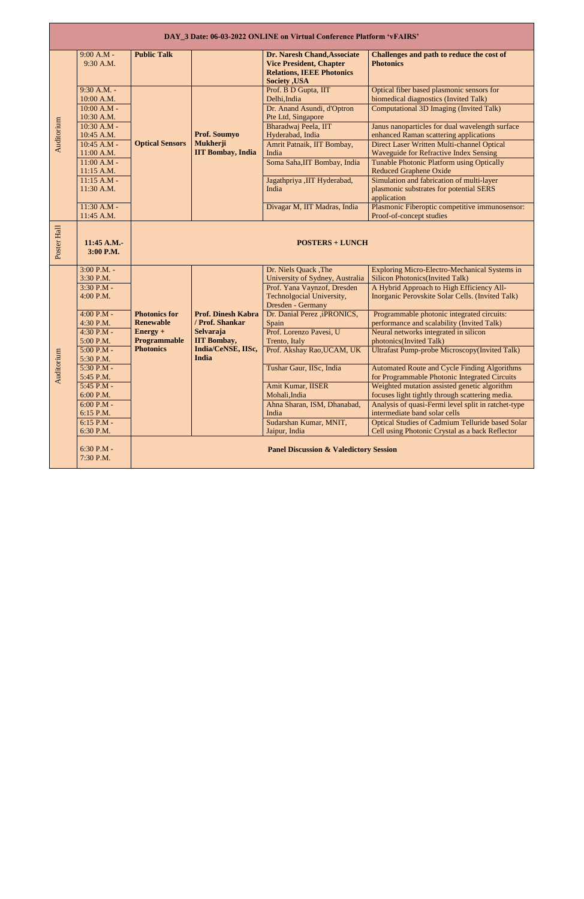**DAY_3 Date: 06-03-2022 ONLINE on Virtual Conference Platform 'vFAIRS'**

| | | | | | |
|---|---|---|---|---|---|
| Auditorium | 9:00 A.M - 9:30 A.M. | **Public Talk** | | **Dr. Naresh Chand,Associate Vice President, Chapter Relations, IEEE Photonics Society ,USA** | **Challenges and path to reduce the cost of Photonics** |
| | 9:30 A.M. - 10:00 A.M. | **Optical Sensors** | **Prof. Soumyo Mukherji IIT Bombay, India** | Prof. B D Gupta, IIT Delhi,India | Optical fiber based plasmonic sensors for biomedical diagnostics (Invited Talk) |
| | 10:00 A.M - 10:30 A.M. | | | Dr. Anand Asundi, d'Optron Pte Ltd, Singapore | Computational 3D Imaging (Invited Talk) |
| | 10:30 A.M - 10:45 A.M. | | | Bharadwaj Peela, IIT Hyderabad, India | Janus nanoparticles for dual wavelength surface enhanced Raman scattering applications |
| | 10:45 A.M - 11:00 A.M. | | | Amrit Patnaik, IIT Bombay, India | Direct Laser Written Multi-channel Optical Waveguide for Refractive Index Sensing |
| | 11:00 A.M - 11:15 A.M. | | | Soma Saha,IIT Bombay, India | Tunable Photonic Platform using Optically Reduced Graphene Oxide |
| | 11:15 A.M - 11:30 A.M. | | | Jagathpriya ,IIT Hyderabad, India | Simulation and fabrication of multi-layer plasmonic substrates for potential SERS application |
| | 11:30 A.M - 11:45 A.M. | | | Divagar M, IIT Madras, India | Plasmonic Fiberoptic competitive immunosensor: Proof-of-concept studies |
| Poster Hall | **11:45 A.M.- 3:00 P.M.** | **POSTERS + LUNCH** | | | |
| Auditorium | 3:00 P.M. - 3:30 P.M. | **Photonics for Renewable Energy + Programmable Photonics** | **Prof. Dinesh Kabra / Prof. Shankar Selvaraja IIT Bombay, India/CeNSE, IISc, India** | Dr. Niels Quack ,The University of Sydney, Australia | Exploring Micro-Electro-Mechanical Systems in Silicon Photonics(Invited Talk) |
| | 3:30 P.M - 4:00 P.M. | | | Prof. Yana Vaynzof, Dresden Technolgocial University, Dresden - Germany | A Hybrid Approach to High Efficiency All-Inorganic Perovskite Solar Cells. (Invited Talk) |
| | 4:00 P.M - 4:30 P.M. | | | Dr. Danial Perez ,iPRONICS, Spain | Programmable photonic integrated circuits: performance and scalability (Invited Talk) |
| | 4:30 P.M - 5:00 P.M. | | | Prof. Lorenzo Pavesi, U Trento, Italy | Neural networks integrated in silicon photonics(Invited Talk) |
| | 5:00 P.M - 5:30 P.M. | | | Prof. Akshay Rao,UCAM, UK | Ultrafast Pump-probe Microscopy(Invited Talk) |
| | 5:30 P.M - 5:45 P.M. | | | Tushar Gaur, IISc, India | Automated Route and Cycle Finding Algorithms for Programmable Photonic Integrated Circuits |
| | 5:45 P.M - 6:00 P.M. | | | Amit Kumar, IISER Mohali,India | Weighted mutation assisted genetic algorithm focuses light tightly through scattering media. |
| | 6:00 P.M - 6:15 P.M. | | | Ahna Sharan, ISM, Dhanabad, India | Analysis of quasi-Fermi level split in ratchet-type intermediate band solar cells |
| | 6:15 P.M - 6:30 P.M. | | | Sudarshan Kumar, MNIT, Jaipur, India | Optical Studies of Cadmium Telluride based Solar Cell using Photonic Crystal as a back Reflector |
| | 6:30 P.M - 7:30 P.M. | **Panel Discussion & Valedictory Session** | | | |